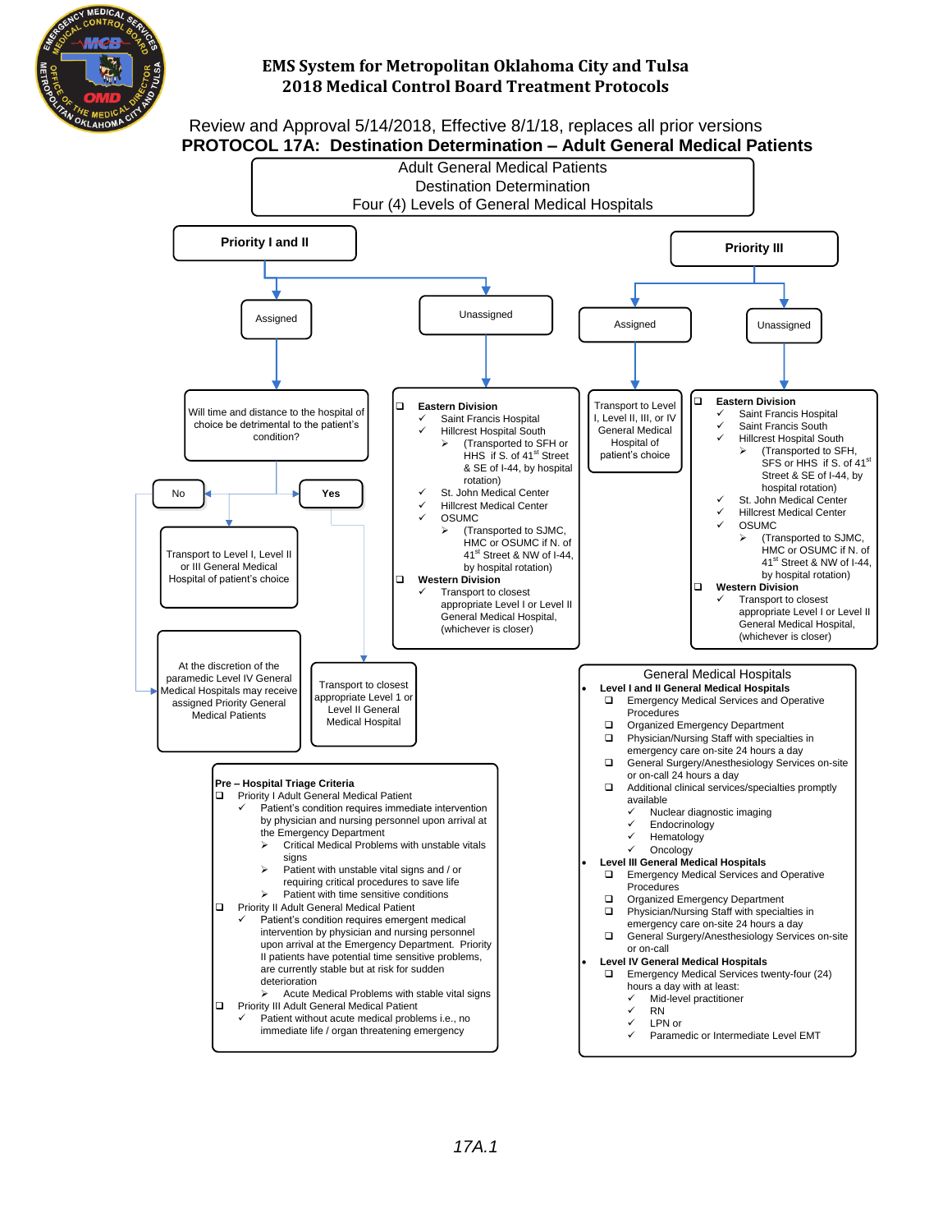# EMS System for Metropolitan Oklahoma City and Tulsa
## 2018 Medical Control Board Treatment Protocols

Review and Approval 5/14/2018, Effective 8/1/18, replaces all prior versions

## PROTOCOL 17A: Destination Determination – Adult General Medical Patients

**Adult General Medical Patients**
**Destination Determination**
**Four (4) Levels of General Medical Hospitals**

### Priority I and II

**Assigned**

Will time and distance to the hospital of choice be detrimental to the patient's condition?

- **No** → Transport to Level I, Level II or III General Medical Hospital of patient's choice
  - At the discretion of the paramedic Level IV General Medical Hospitals may receive assigned Priority General Medical Patients
- **Yes** → Transport to closest appropriate Level 1 or Level II General Medical Hospital

**Unassigned**

- **Eastern Division**
  - ✓ Saint Francis Hospital
  - ✓ Hillcrest Hospital South
    - ➢ (Transported to SFH or HHS if S. of 41[st] Street & SE of I-44, by hospital rotation)
  - ✓ St. John Medical Center
  - ✓ Hillcrest Medical Center
  - ✓ OSUMC
    - ➢ (Transported to SJMC, HMC or OSUMC if N. of 41[st] Street & NW of I-44, by hospital rotation)
- **Western Division**
  - ✓ Transport to closest appropriate Level I or Level II General Medical Hospital, (whichever is closer)

### Priority III

**Assigned**

Transport to Level I, Level II, III, or IV General Medical Hospital of patient's choice

**Unassigned**

- **Eastern Division**
  - ✓ Saint Francis Hospital
  - ✓ Saint Francis South
  - ✓ Hillcrest Hospital South
    - ➢ (Transported to SFH, SFS or HHS if S. of 41[st] Street & SE of I-44, by hospital rotation)
  - ✓ St. John Medical Center
  - ✓ Hillcrest Medical Center
  - ✓ OSUMC
    - ➢ (Transported to SJMC, HMC or OSUMC if N. of 41[st] Street & NW of I-44, by hospital rotation)
- **Western Division**
  - ✓ Transport to closest appropriate Level I or Level II General Medical Hospital, (whichever is closer)

### Pre – Hospital Triage Criteria

- Priority I Adult General Medical Patient
  - ✓ Patient's condition requires immediate intervention by physician and nursing personnel upon arrival at the Emergency Department
    - ➢ Critical Medical Problems with unstable vitals signs
    - ➢ Patient with unstable vital signs and / or requiring critical procedures to save life
    - ➢ Patient with time sensitive conditions
- Priority II Adult General Medical Patient
  - ✓ Patient's condition requires emergent medical intervention by physician and nursing personnel upon arrival at the Emergency Department. Priority II patients have potential time sensitive problems, are currently stable but at risk for sudden deterioration
    - ➢ Acute Medical Problems with stable vital signs
- Priority III Adult General Medical Patient
  - ✓ Patient without acute medical problems i.e., no immediate life / organ threatening emergency

### General Medical Hospitals

- **Level I and II General Medical Hospitals**
  - Emergency Medical Services and Operative Procedures
  - Organized Emergency Department
  - Physician/Nursing Staff with specialties in emergency care on-site 24 hours a day
  - General Surgery/Anesthesiology Services on-site or on-call 24 hours a day
  - Additional clinical services/specialties promptly available
    - ✓ Nuclear diagnostic imaging
    - ✓ Endocrinology
    - ✓ Hematology
    - ✓ Oncology
- **Level III General Medical Hospitals**
  - Emergency Medical Services and Operative Procedures
  - Organized Emergency Department
  - Physician/Nursing Staff with specialties in emergency care on-site 24 hours a day
  - General Surgery/Anesthesiology Services on-site or on-call
- **Level IV General Medical Hospitals**
  - Emergency Medical Services twenty-four (24) hours a day with at least:
    - ✓ Mid-level practitioner
    - ✓ RN
    - ✓ LPN or
    - ✓ Paramedic or Intermediate Level EMT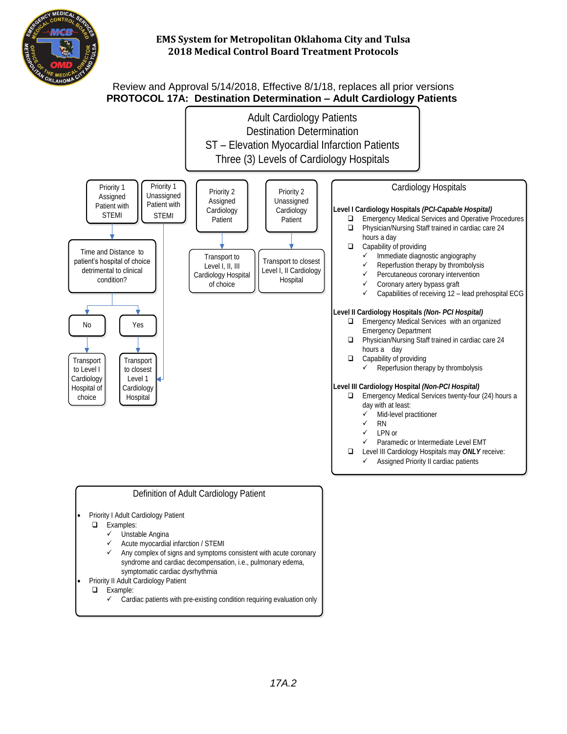# EMS System for Metropolitan Oklahoma City and Tulsa
## 2018 Medical Control Board Treatment Protocols

Review and Approval 5/14/2018, Effective 8/1/18, replaces all prior versions

**PROTOCOL 17A: Destination Determination – Adult Cardiology Patients**

### Adult Cardiology Patients
### Destination Determination
### ST – Elevation Myocardial Infarction Patients
### Three (3) Levels of Cardiology Hospitals

- **Priority 1 Assigned Patient with STEMI** → Time and Distance to patient's hospital of choice detrimental to clinical condition?
  - **No** → Transport to Level I Cardiology Hospital of choice
  - **Yes** → Transport to closest Level 1 Cardiology Hospital
- **Priority 1 Unassigned Patient with STEMI** → Transport to closest Level 1 Cardiology Hospital
- **Priority 2 Assigned Cardiology Patient** → Transport to Level I, II, III Cardiology Hospital of choice
- **Priority 2 Unassigned Cardiology Patient** → Transport to closest Level I, II Cardiology Hospital

### Cardiology Hospitals

**Level I Cardiology Hospitals *(PCI-Capable Hospital)***

- ❑ Emergency Medical Services and Operative Procedures
- ❑ Physician/Nursing Staff trained in cardiac care 24 hours a day
- ❑ Capability of providing
  - ✓ Immediate diagnostic angiography
  - ✓ Reperfusion therapy by thrombolysis
  - ✓ Percutaneous coronary intervention
  - ✓ Coronary artery bypass graft
  - ✓ Capabilities of receiving 12 – lead prehospital ECG

**Level II Cardiology Hospitals *(Non- PCI Hospital)***

- ❑ Emergency Medical Services with an organized Emergency Department
- ❑ Physician/Nursing Staff trained in cardiac care 24 hours a day
- ❑ Capability of providing
  - ✓ Reperfusion therapy by thrombolysis

**Level III Cardiology Hospital *(Non-PCI Hospital)***

- ❑ Emergency Medical Services twenty-four (24) hours a day with at least:
  - ✓ Mid-level practitioner
  - ✓ RN
  - ✓ LPN or
  - ✓ Paramedic or Intermediate Level EMT
- ❑ Level III Cardiology Hospitals may ***ONLY*** receive:
  - ✓ Assigned Priority II cardiac patients

### Definition of Adult Cardiology Patient

- Priority I Adult Cardiology Patient
  - ❑ Examples:
    - ✓ Unstable Angina
    - ✓ Acute myocardial infarction / STEMI
    - ✓ Any complex of signs and symptoms consistent with acute coronary syndrome and cardiac decompensation, i.e., pulmonary edema, symptomatic cardiac dysrhythmia
- Priority II Adult Cardiology Patient
  - ❑ Example:
    - ✓ Cardiac patients with pre-existing condition requiring evaluation only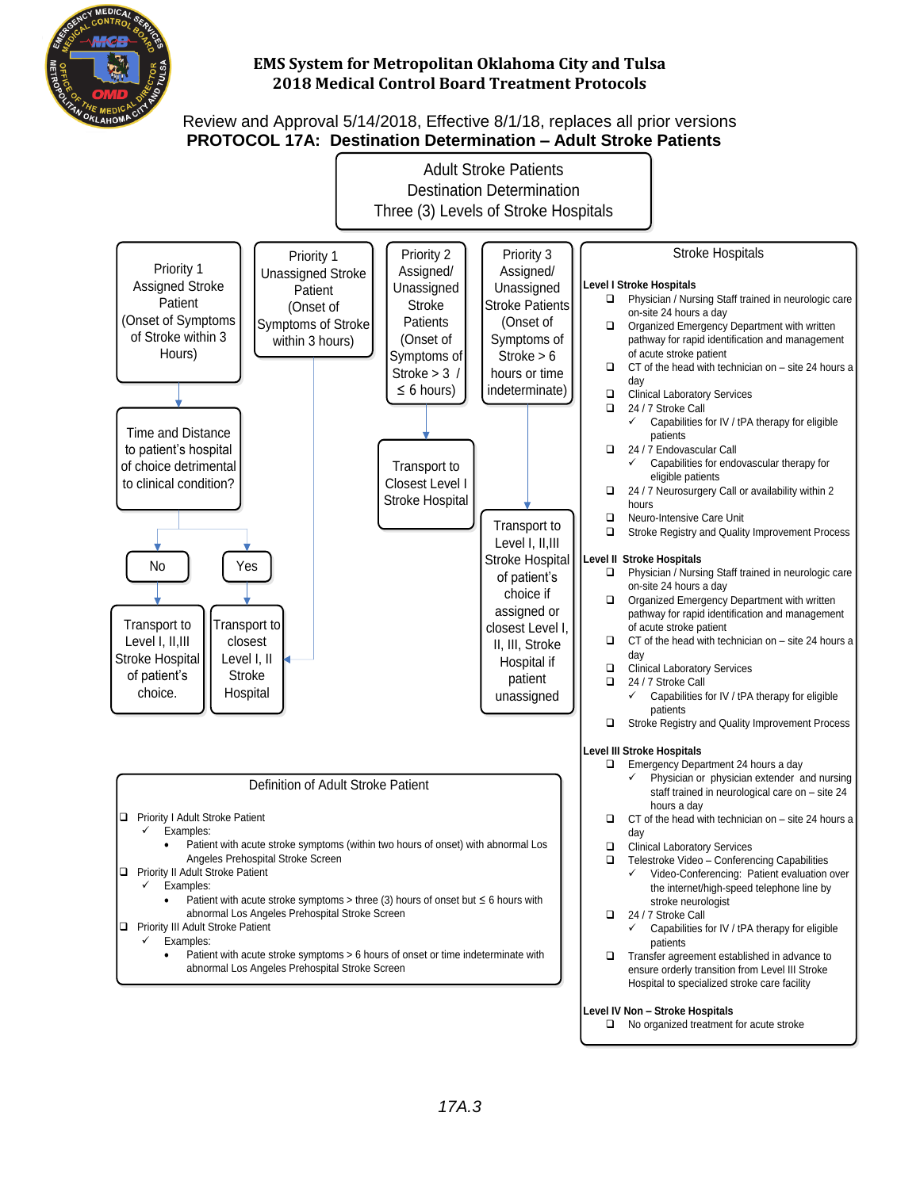# EMS System for Metropolitan Oklahoma City and Tulsa
## 2018 Medical Control Board Treatment Protocols

Review and Approval 5/14/2018, Effective 8/1/18, replaces all prior versions

**PROTOCOL 17A: Destination Determination – Adult Stroke Patients**

Adult Stroke Patients
Destination Determination
Three (3) Levels of Stroke Hospitals

**Priority 1 Assigned Stroke Patient** (Onset of Symptoms of Stroke within 3 Hours)
→ Time and Distance to patient's hospital of choice detrimental to clinical condition?
- No → Transport to Level I, II,III Stroke Hospital of patient's choice.
- Yes → Transport to closest Level I, II Stroke Hospital

**Priority 1 Unassigned Stroke Patient** (Onset of Symptoms of Stroke within 3 hours)
→ Transport to closest Level I, II Stroke Hospital

**Priority 2 Assigned/ Unassigned Stroke Patients** (Onset of Symptoms of Stroke > 3 / ≤ 6 hours)
→ Transport to Closest Level I Stroke Hospital

**Priority 3 Assigned/ Unassigned Stroke Patients** (Onset of Symptoms of Stroke > 6 hours or time indeterminate)
→ Transport to Level I, II,III Stroke Hospital of patient's choice if assigned or closest Level I, II, III, Stroke Hospital if patient unassigned

## Stroke Hospitals

**Level I Stroke Hospitals**
- ❑ Physician / Nursing Staff trained in neurologic care on-site 24 hours a day
- ❑ Organized Emergency Department with written pathway for rapid identification and management of acute stroke patient
- ❑ CT of the head with technician on – site 24 hours a day
- ❑ Clinical Laboratory Services
- ❑ 24 / 7 Stroke Call
  - ✓ Capabilities for IV / tPA therapy for eligible patients
- ❑ 24 / 7 Endovascular Call
  - ✓ Capabilities for endovascular therapy for eligible patients
- ❑ 24 / 7 Neurosurgery Call or availability within 2 hours
- ❑ Neuro-Intensive Care Unit
- ❑ Stroke Registry and Quality Improvement Process

**Level II Stroke Hospitals**
- ❑ Physician / Nursing Staff trained in neurologic care on-site 24 hours a day
- ❑ Organized Emergency Department with written pathway for rapid identification and management of acute stroke patient
- ❑ CT of the head with technician on – site 24 hours a day
- ❑ Clinical Laboratory Services
- ❑ 24 / 7 Stroke Call
  - ✓ Capabilities for IV / tPA therapy for eligible patients
- ❑ Stroke Registry and Quality Improvement Process

**Level III Stroke Hospitals**
- ❑ Emergency Department 24 hours a day
  - ✓ Physician or physician extender and nursing staff trained in neurological care on – site 24 hours a day
- ❑ CT of the head with technician on – site 24 hours a day
- ❑ Clinical Laboratory Services
- ❑ Telestroke Video – Conferencing Capabilities
  - ✓ Video-Conferencing: Patient evaluation over the internet/high-speed telephone line by stroke neurologist
- ❑ 24 / 7 Stroke Call
  - ✓ Capabilities for IV / tPA therapy for eligible patients
- ❑ Transfer agreement established in advance to ensure orderly transition from Level III Stroke Hospital to specialized stroke care facility

**Level IV Non – Stroke Hospitals**
- ❑ No organized treatment for acute stroke

## Definition of Adult Stroke Patient

- ❑ Priority I Adult Stroke Patient
  - ✓ Examples:
    - Patient with acute stroke symptoms (within two hours of onset) with abnormal Los Angeles Prehospital Stroke Screen
- ❑ Priority II Adult Stroke Patient
  - ✓ Examples:
    - Patient with acute stroke symptoms > three (3) hours of onset but ≤ 6 hours with abnormal Los Angeles Prehospital Stroke Screen
- ❑ Priority III Adult Stroke Patient
  - ✓ Examples:
    - Patient with acute stroke symptoms > 6 hours of onset or time indeterminate with abnormal Los Angeles Prehospital Stroke Screen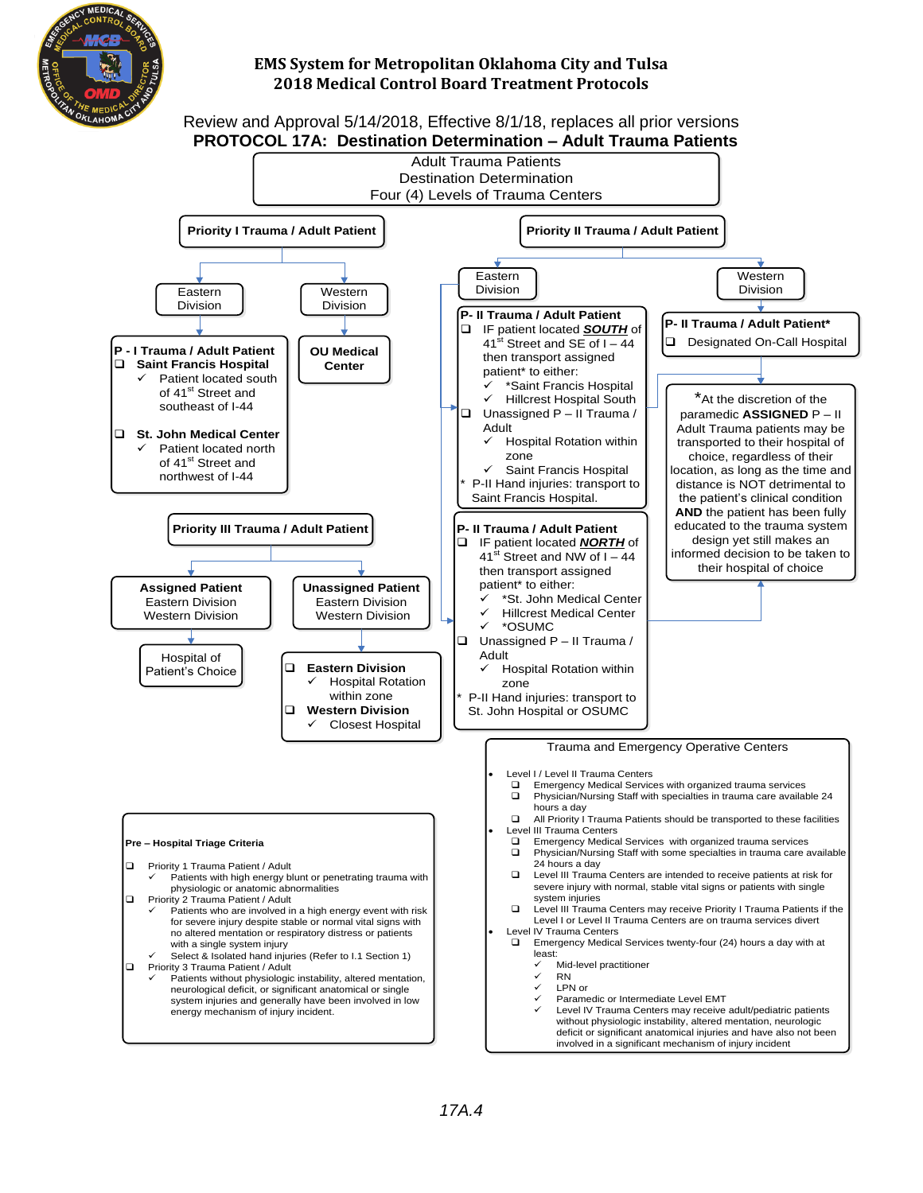# EMS System for Metropolitan Oklahoma City and Tulsa
## 2018 Medical Control Board Treatment Protocols

Review and Approval 5/14/2018, Effective 8/1/18, replaces all prior versions

## PROTOCOL 17A: Destination Determination – Adult Trauma Patients

**Adult Trauma Patients**
**Destination Determination**
**Four (4) Levels of Trauma Centers**

### Priority I Trauma / Adult Patient

**Eastern Division**

**P - I Trauma / Adult Patient**

- ❑ **Saint Francis Hospital**
  - ✓ Patient located south of 41st Street and southeast of I-44
- ❑ **St. John Medical Center**
  - ✓ Patient located north of 41st Street and northwest of I-44

**Western Division**

**OU Medical Center**

### Priority II Trauma / Adult Patient

**Eastern Division**

**P- II Trauma / Adult Patient**

- ❑ IF patient located ***SOUTH*** of 41st Street and SE of I – 44 then transport assigned patient* to either:
  - ✓ *Saint Francis Hospital
  - ✓ Hillcrest Hospital South
- ❑ Unassigned P – II Trauma / Adult
  - ✓ Hospital Rotation within zone
  - ✓ Saint Francis Hospital

\* P-II Hand injuries: transport to Saint Francis Hospital.

**P- II Trauma / Adult Patient**

- ❑ IF patient located ***NORTH*** of 41st Street and NW of I – 44 then transport assigned patient* to either:
  - ✓ *St. John Medical Center
  - ✓ Hillcrest Medical Center
  - ✓ *OSUMC
- ❑ Unassigned P – II Trauma / Adult
  - ✓ Hospital Rotation within zone

\* P-II Hand injuries: transport to St. John Hospital or OSUMC

**Western Division**

**P- II Trauma / Adult Patient***

- ❑ Designated On-Call Hospital

\*At the discretion of the paramedic **ASSIGNED** P – II Adult Trauma patients may be transported to their hospital of choice, regardless of their location, as long as the time and distance is NOT detrimental to the patient's clinical condition **AND** the patient has been fully educated to the trauma system design yet still makes an informed decision to be taken to their hospital of choice

### Priority III Trauma / Adult Patient

**Assigned Patient**
Eastern Division
Western Division

→ Hospital of Patient's Choice

**Unassigned Patient**
Eastern Division
Western Division

- ❑ **Eastern Division**
  - ✓ Hospital Rotation within zone
- ❑ **Western Division**
  - ✓ Closest Hospital

### Trauma and Emergency Operative Centers

- Level I / Level II Trauma Centers
  - ❑ Emergency Medical Services with organized trauma services
  - ❑ Physician/Nursing Staff with specialties in trauma care available 24 hours a day
  - ❑ All Priority I Trauma Patients should be transported to these facilities
- Level III Trauma Centers
  - ❑ Emergency Medical Services with organized trauma services
  - ❑ Physician/Nursing Staff with some specialties in trauma care available 24 hours a day
  - ❑ Level III Trauma Centers are intended to receive patients at risk for severe injury with normal, stable vital signs with patients with single system injuries
  - ❑ Level III Trauma Centers may receive Priority I Trauma Patients if the Level I or Level II Trauma Centers are on trauma services divert
- Level IV Trauma Centers
  - ❑ Emergency Medical Services twenty-four (24) hours a day with at least:
    - ✓ Mid-level practitioner
    - ✓ RN
    - ✓ LPN or
    - ✓ Paramedic or Intermediate Level EMT
    - ✓ Level IV Trauma Centers may receive adult/pediatric patients without physiologic instability, altered mentation, neurologic deficit or significant anatomical injuries and have also not been involved in a significant mechanism of injury incident

### Pre – Hospital Triage Criteria

- ❑ Priority 1 Trauma Patient / Adult
  - ✓ Patients with high energy blunt or penetrating trauma with physiologic or anatomic abnormalities
- ❑ Priority 2 Trauma Patient / Adult
  - ✓ Patients who are involved in a high energy event with risk for severe injury despite stable or normal vital signs with no altered mentation or respiratory distress or patients with a single system injury
  - ✓ Select & Isolated hand injuries (Refer to I.1 Section 1)
- ❑ Priority 3 Trauma Patient / Adult
  - ✓ Patients without physiologic instability, altered mentation, neurological deficit, or significant anatomical or single system injuries and generally have been involved in low energy mechanism of injury incident.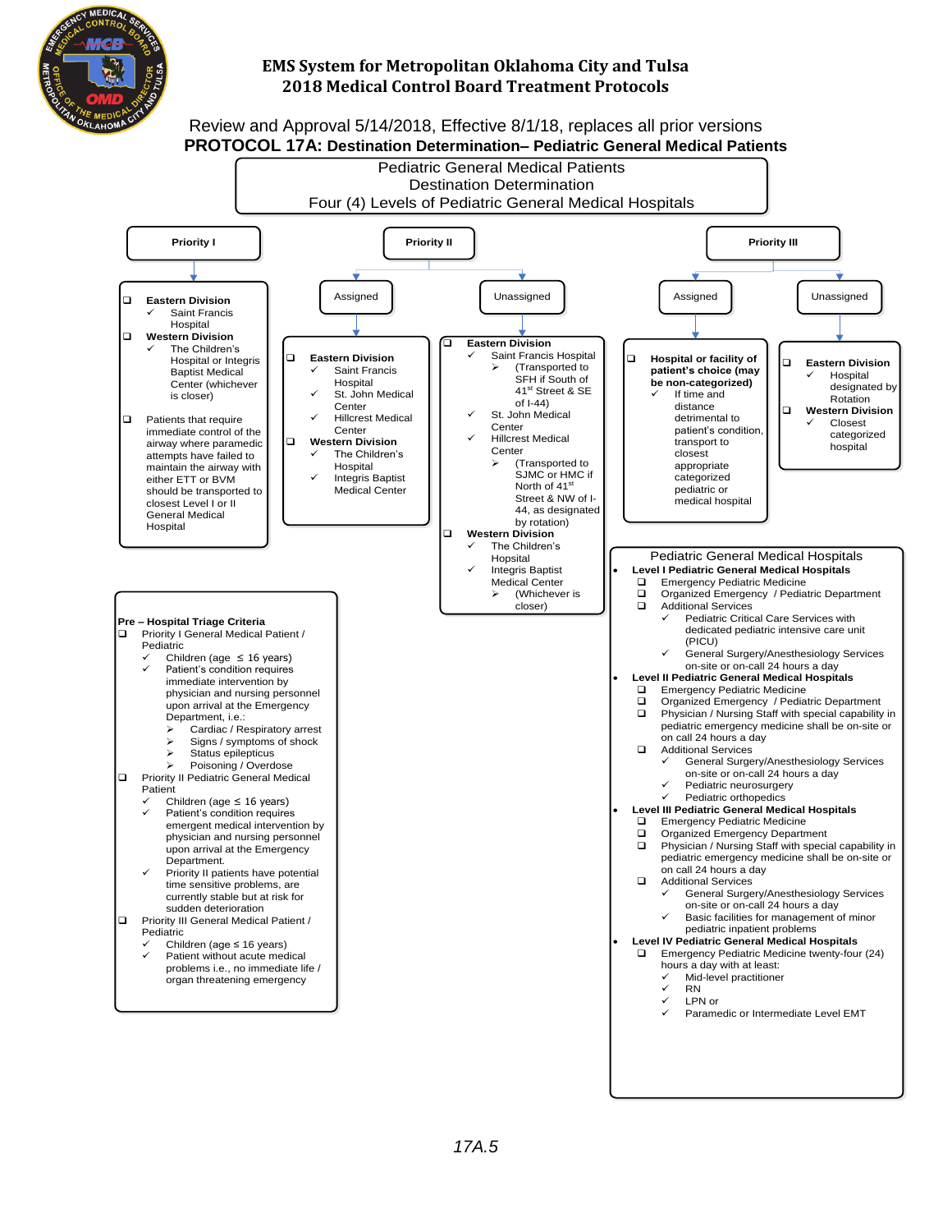# EMS System for Metropolitan Oklahoma City and Tulsa
## 2018 Medical Control Board Treatment Protocols

Review and Approval 5/14/2018, Effective 8/1/18, replaces all prior versions

**PROTOCOL 17A: Destination Determination– Pediatric General Medical Patients**

Pediatric General Medical Patients
Destination Determination
Four (4) Levels of Pediatric General Medical Hospitals

### Priority I

- **Eastern Division**
  - ✓ Saint Francis Hospital
- **Western Division**
  - ✓ The Children's Hospital or Integris Baptist Medical Center (whichever is closer)
- Patients that require immediate control of the airway where paramedic attempts have failed to maintain the airway with either ETT or BVM should be transported to closest Level I or II General Medical Hospital

### Priority II

**Assigned**

- **Eastern Division**
  - ✓ Saint Francis Hospital
  - ✓ St. John Medical Center
  - ✓ Hillcrest Medical Center
- **Western Division**
  - ✓ The Children's Hospital
  - ✓ Integris Baptist Medical Center

**Unassigned**

- **Eastern Division**
  - ✓ Saint Francis Hospital
    - ➢ (Transported to SFH if South of 41[st] Street & SE of I-44)
  - ✓ St. John Medical Center
  - ✓ Hillcrest Medical Center
    - ➢ (Transported to SJMC or HMC if North of 41[st] Street & NW of I-44, as designated by rotation)
- **Western Division**
  - ✓ The Children's Hopsital
  - ✓ Integris Baptist Medical Center
    - ➢ (Whichever is closer)

### Priority III

**Assigned**

- **Hospital or facility of patient's choice (may be non-categorized)**
  - ✓ If time and distance detrimental to patient's condition, transport to closest appropriate categorized pediatric or medical hospital

**Unassigned**

- **Eastern Division**
  - ✓ Hospital designated by Rotation
- **Western Division**
  - ✓ Closest categorized hospital

### Pre – Hospital Triage Criteria

- Priority I General Medical Patient / Pediatric
  - ✓ Children (age ≤ 16 years)
  - ✓ Patient's condition requires immediate intervention by physician and nursing personnel upon arrival at the Emergency Department, i.e.:
    - ➢ Cardiac / Respiratory arrest
    - ➢ Signs / symptoms of shock
    - ➢ Status epilepticus
    - ➢ Poisoning / Overdose
- Priority II Pediatric General Medical Patient
  - ✓ Children (age ≤ 16 years)
  - ✓ Patient's condition requires emergent medical intervention by physician and nursing personnel upon arrival at the Emergency Department.
  - ✓ Priority II patients have potential time sensitive problems, are currently stable but at risk for sudden deterioration
- Priority III General Medical Patient / Pediatric
  - ✓ Children (age ≤ 16 years)
  - ✓ Patient without acute medical problems i.e., no immediate life / organ threatening emergency

### Pediatric General Medical Hospitals

- **Level I Pediatric General Medical Hospitals**
  - Emergency Pediatric Medicine
  - Organized Emergency / Pediatric Department
  - Additional Services
    - ✓ Pediatric Critical Care Services with dedicated pediatric intensive care unit (PICU)
    - ✓ General Surgery/Anesthesiology Services on-site or on-call 24 hours a day
- **Level II Pediatric General Medical Hospitals**
  - Emergency Pediatric Medicine
  - Organized Emergency / Pediatric Department
  - Physician / Nursing Staff with special capability in pediatric emergency medicine shall be on-site or on call 24 hours a day
  - Additional Services
    - ✓ General Surgery/Anesthesiology Services on-site or on-call 24 hours a day
    - ✓ Pediatric neurosurgery
    - ✓ Pediatric orthopedics
- **Level III Pediatric General Medical Hospitals**
  - Emergency Pediatric Medicine
  - Organized Emergency Department
  - Physician / Nursing Staff with special capability in pediatric emergency medicine shall be on-site or on call 24 hours a day
  - Additional Services
    - ✓ General Surgery/Anesthesiology Services on-site or on-call 24 hours a day
    - ✓ Basic facilities for management of minor pediatric inpatient problems
- **Level IV Pediatric General Medical Hospitals**
  - Emergency Pediatric Medicine twenty-four (24) hours a day with at least:
    - ✓ Mid-level practitioner
    - ✓ RN
    - ✓ LPN or
    - ✓ Paramedic or Intermediate Level EMT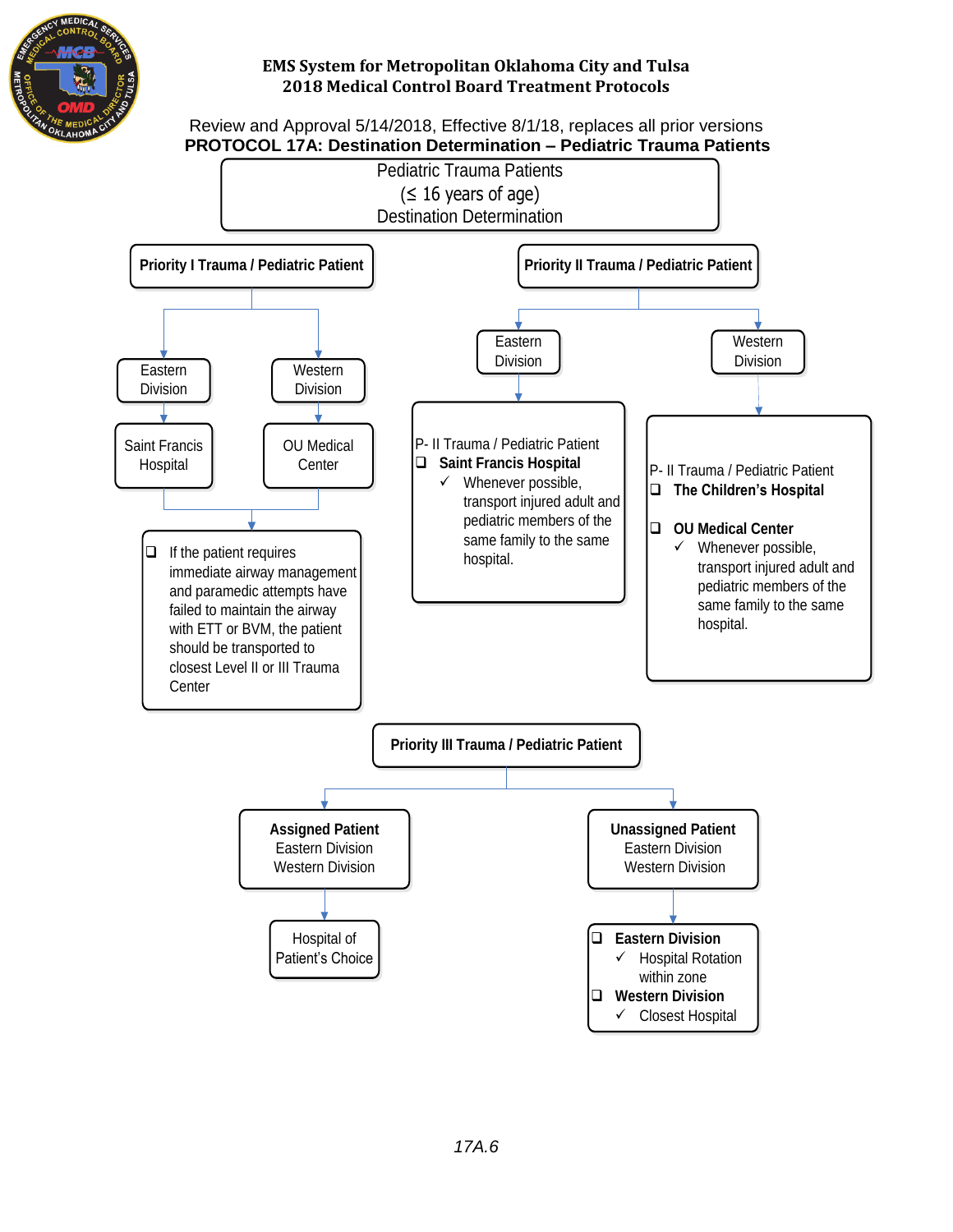**EMS System for Metropolitan Oklahoma City and Tulsa**
**2018 Medical Control Board Treatment Protocols**

Review and Approval 5/14/2018, Effective 8/1/18, replaces all prior versions

**PROTOCOL 17A: Destination Determination – Pediatric Trauma Patients**

Pediatric Trauma Patients
(≤ 16 years of age)
Destination Determination

## Priority I Trauma / Pediatric Patient

- Eastern Division → Saint Francis Hospital
- Western Division → OU Medical Center

- ❑ If the patient requires immediate airway management and paramedic attempts have failed to maintain the airway with ETT or BVM, the patient should be transported to closest Level II or III Trauma Center

## Priority II Trauma / Pediatric Patient

**Eastern Division**

P- II Trauma / Pediatric Patient

- ❑ **Saint Francis Hospital**
  - ✓ Whenever possible, transport injured adult and pediatric members of the same family to the same hospital.

**Western Division**

P- II Trauma / Pediatric Patient

- ❑ **The Children's Hospital**
- ❑ **OU Medical Center**
  - ✓ Whenever possible, transport injured adult and pediatric members of the same family to the same hospital.

## Priority III Trauma / Pediatric Patient

**Assigned Patient**
Eastern Division
Western Division

→ Hospital of Patient's Choice

**Unassigned Patient**
Eastern Division
Western Division

- ❑ **Eastern Division**
  - ✓ Hospital Rotation within zone
- ❑ **Western Division**
  - ✓ Closest Hospital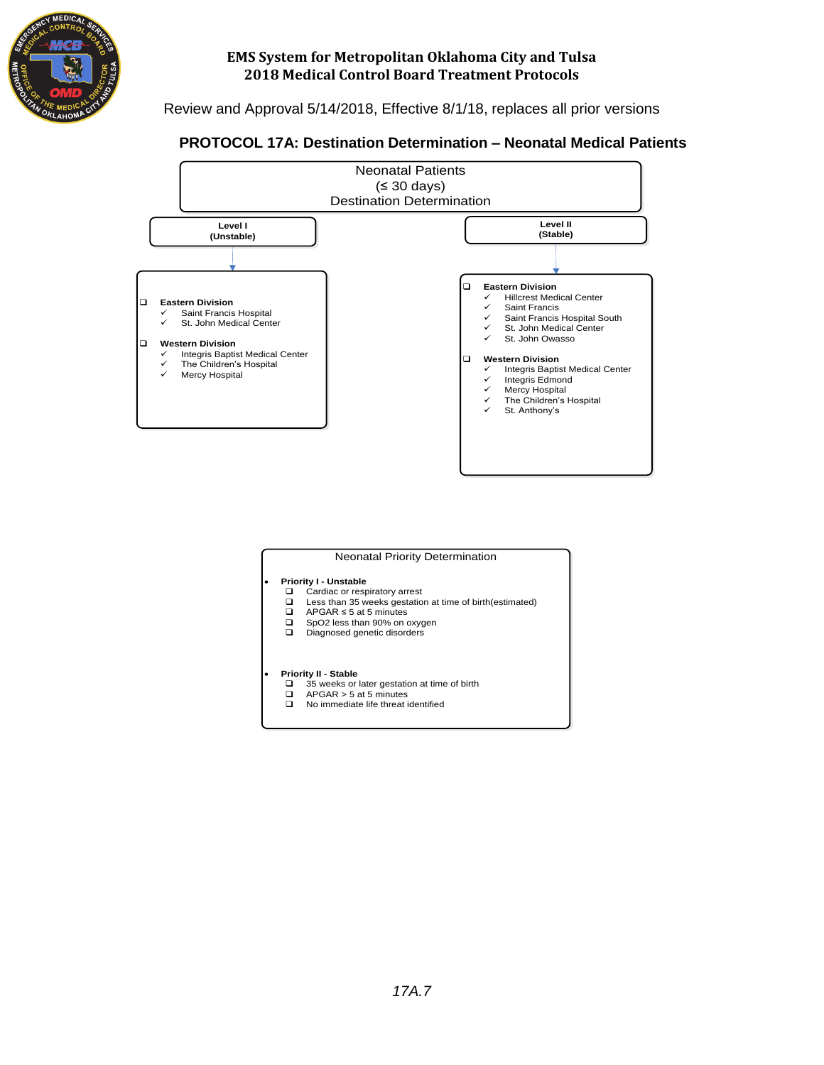# PROTOCOL 17A: Destination Determination – Neonatal Medical Patients

## Neonatal Patients (≤ 30 days) Destination Determination

### Level I (Unstable)

- **Eastern Division**
  - ✓ Saint Francis Hospital
  - ✓ St. John Medical Center
- **Western Division**
  - ✓ Integris Baptist Medical Center
  - ✓ The Children's Hospital
  - ✓ Mercy Hospital

### Level II (Stable)

- **Eastern Division**
  - ✓ Hillcrest Medical Center
  - ✓ Saint Francis
  - ✓ Saint Francis Hospital South
  - ✓ St. John Medical Center
  - ✓ St. John Owasso
- **Western Division**
  - ✓ Integris Baptist Medical Center
  - ✓ Integris Edmond
  - ✓ Mercy Hospital
  - ✓ The Children's Hospital
  - ✓ St. Anthony's

## Neonatal Priority Determination

- **Priority I - Unstable**
  - Cardiac or respiratory arrest
  - Less than 35 weeks gestation at time of birth(estimated)
  - APGAR ≤ 5 at 5 minutes
  - SpO2 less than 90% on oxygen
  - Diagnosed genetic disorders
- **Priority II - Stable**
  - 35 weeks or later gestation at time of birth
  - APGAR > 5 at 5 minutes
  - No immediate life threat identified